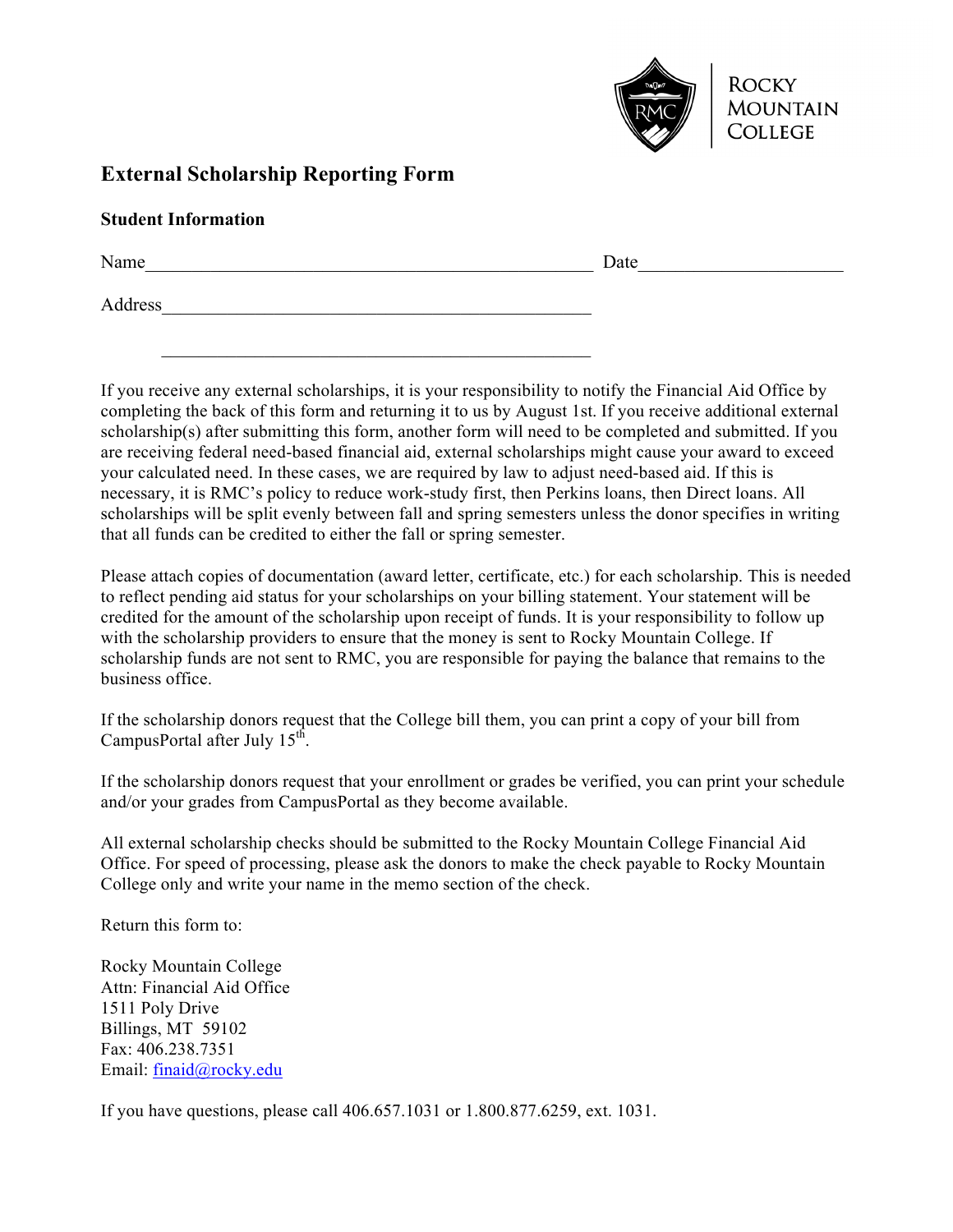Rocky Mountain College

# External Scholarship Reporting Form

**Student Information**

Name_______________________________________________ Date____________________

Address_________________________________________________

_________________________________________________

If you receive any external scholarships, it is your responsibility to notify the Financial Aid Office by completing the back of this form and returning it to us by August 1st. If you receive additional external scholarship(s) after submitting this form, another form will need to be completed and submitted. If you are receiving federal need-based financial aid, external scholarships might cause your award to exceed your calculated need. In these cases, we are required by law to adjust need-based aid. If this is necessary, it is RMC's policy to reduce work-study first, then Perkins loans, then Direct loans. All scholarships will be split evenly between fall and spring semesters unless the donor specifies in writing that all funds can be credited to either the fall or spring semester.

Please attach copies of documentation (award letter, certificate, etc.) for each scholarship. This is needed to reflect pending aid status for your scholarships on your billing statement. Your statement will be credited for the amount of the scholarship upon receipt of funds. It is your responsibility to follow up with the scholarship providers to ensure that the money is sent to Rocky Mountain College. If scholarship funds are not sent to RMC, you are responsible for paying the balance that remains to the business office.

If the scholarship donors request that the College bill them, you can print a copy of your bill from CampusPortal after July 15th.

If the scholarship donors request that your enrollment or grades be verified, you can print your schedule and/or your grades from CampusPortal as they become available.

All external scholarship checks should be submitted to the Rocky Mountain College Financial Aid Office. For speed of processing, please ask the donors to make the check payable to Rocky Mountain College only and write your name in the memo section of the check.

Return this form to:

Rocky Mountain College
Attn: Financial Aid Office
1511 Poly Drive
Billings, MT 59102
Fax: 406.238.7351
Email: finaid@rocky.edu

If you have questions, please call 406.657.1031 or 1.800.877.6259, ext. 1031.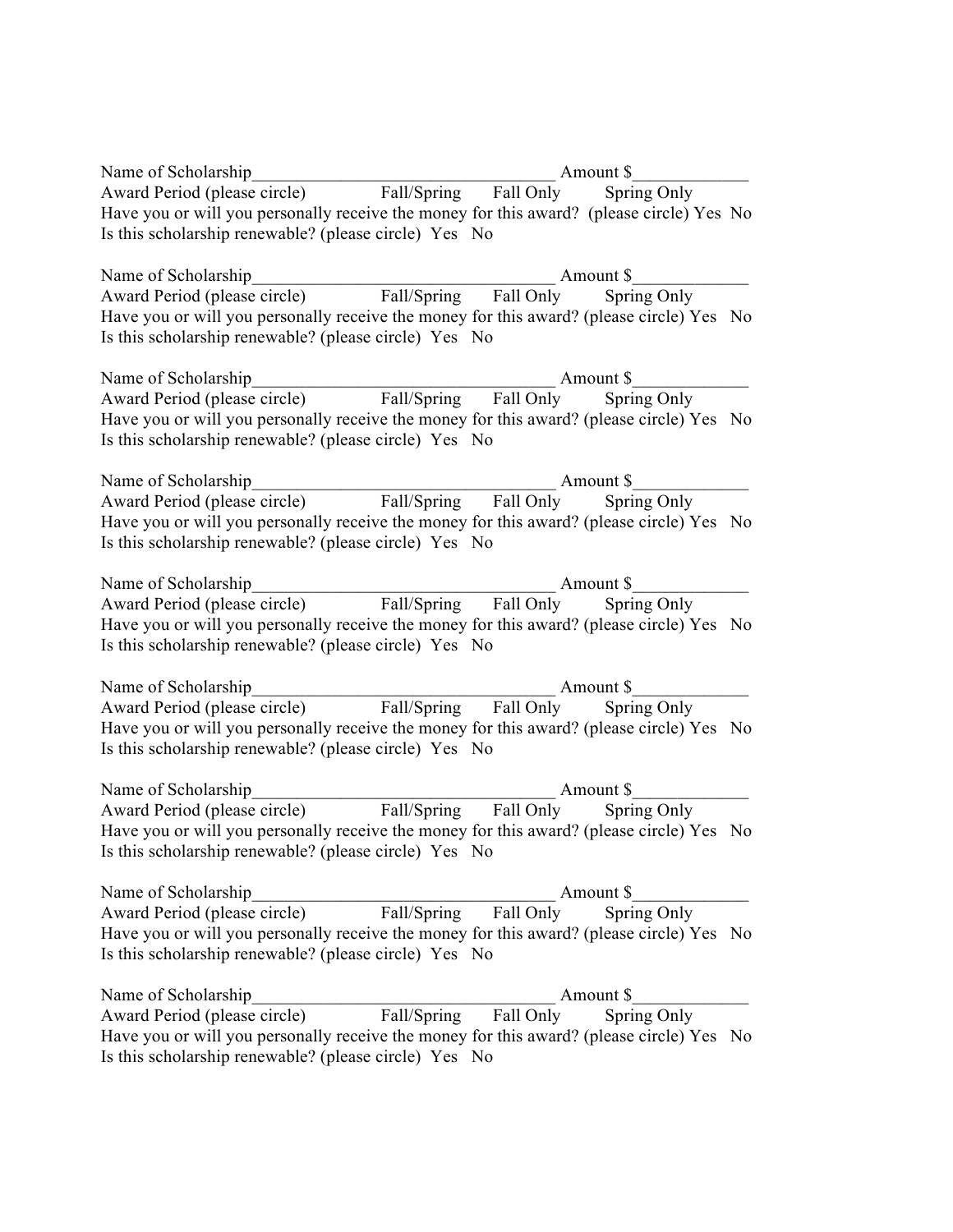Name of Scholarship___________________________________ Amount $_____________
Award Period (please circle) Fall/Spring Fall Only Spring Only
Have you or will you personally receive the money for this award? (please circle) Yes No
Is this scholarship renewable? (please circle) Yes No

Name of Scholarship___________________________________ Amount $_____________
Award Period (please circle) Fall/Spring Fall Only Spring Only
Have you or will you personally receive the money for this award? (please circle) Yes No
Is this scholarship renewable? (please circle) Yes No

Name of Scholarship___________________________________ Amount $_____________
Award Period (please circle) Fall/Spring Fall Only Spring Only
Have you or will you personally receive the money for this award? (please circle) Yes No
Is this scholarship renewable? (please circle) Yes No

Name of Scholarship___________________________________ Amount $_____________
Award Period (please circle) Fall/Spring Fall Only Spring Only
Have you or will you personally receive the money for this award? (please circle) Yes No
Is this scholarship renewable? (please circle) Yes No

Name of Scholarship___________________________________ Amount $_____________
Award Period (please circle) Fall/Spring Fall Only Spring Only
Have you or will you personally receive the money for this award? (please circle) Yes No
Is this scholarship renewable? (please circle) Yes No

Name of Scholarship___________________________________ Amount $_____________
Award Period (please circle) Fall/Spring Fall Only Spring Only
Have you or will you personally receive the money for this award? (please circle) Yes No
Is this scholarship renewable? (please circle) Yes No

Name of Scholarship___________________________________ Amount $_____________
Award Period (please circle) Fall/Spring Fall Only Spring Only
Have you or will you personally receive the money for this award? (please circle) Yes No
Is this scholarship renewable? (please circle) Yes No

Name of Scholarship___________________________________ Amount $_____________
Award Period (please circle) Fall/Spring Fall Only Spring Only
Have you or will you personally receive the money for this award? (please circle) Yes No
Is this scholarship renewable? (please circle) Yes No

Name of Scholarship___________________________________ Amount $_____________
Award Period (please circle) Fall/Spring Fall Only Spring Only
Have you or will you personally receive the money for this award? (please circle) Yes No
Is this scholarship renewable? (please circle) Yes No